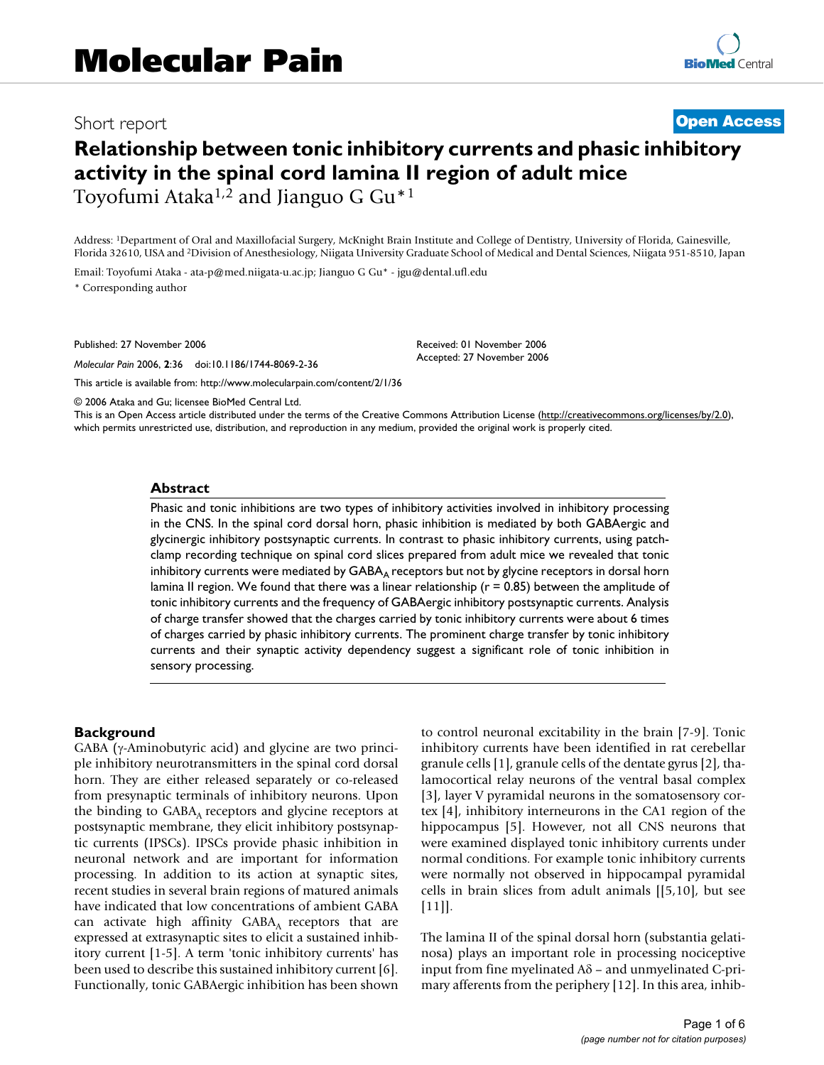Short report

**Open Access**

# Relationship between tonic inhibitory currents and phasic inhibitory activity in the spinal cord lamina II region of adult mice

Toyofumi Ataka[1,2] and Jianguo G Gu*[1]

Address: [1]Department of Oral and Maxillofacial Surgery, McKnight Brain Institute and College of Dentistry, University of Florida, Gainesville, Florida 32610, USA and [2]Division of Anesthesiology, Niigata University Graduate School of Medical and Dental Sciences, Niigata 951-8510, Japan

Email: Toyofumi Ataka - ata-p@med.niigata-u.ac.jp; Jianguo G Gu* - jgu@dental.ufl.edu

* Corresponding author

Published: 27 November 2006

*Molecular Pain* 2006, **2**:36 doi:10.1186/1744-8069-2-36

Received: 01 November 2006
Accepted: 27 November 2006

This article is available from: http://www.molecularpain.com/content/2/1/36

© 2006 Ataka and Gu; licensee BioMed Central Ltd.
This is an Open Access article distributed under the terms of the Creative Commons Attribution License (http://creativecommons.org/licenses/by/2.0), which permits unrestricted use, distribution, and reproduction in any medium, provided the original work is properly cited.

## Abstract

Phasic and tonic inhibitions are two types of inhibitory activities involved in inhibitory processing in the CNS. In the spinal cord dorsal horn, phasic inhibition is mediated by both GABAergic and glycinergic inhibitory postsynaptic currents. In contrast to phasic inhibitory currents, using patch-clamp recording technique on spinal cord slices prepared from adult mice we revealed that tonic inhibitory currents were mediated by $GABA_A$ receptors but not by glycine receptors in dorsal horn lamina II region. We found that there was a linear relationship ($r = 0.85$) between the amplitude of tonic inhibitory currents and the frequency of GABAergic inhibitory postsynaptic currents. Analysis of charge transfer showed that the charges carried by tonic inhibitory currents were about 6 times of charges carried by phasic inhibitory currents. The prominent charge transfer by tonic inhibitory currents and their synaptic activity dependency suggest a significant role of tonic inhibition in sensory processing.

## Background

GABA (γ-Aminobutyric acid) and glycine are two principle inhibitory neurotransmitters in the spinal cord dorsal horn. They are either released separately or co-released from presynaptic terminals of inhibitory neurons. Upon the binding to $GABA_A$ receptors and glycine receptors at postsynaptic membrane, they elicit inhibitory postsynaptic currents (IPSCs). IPSCs provide phasic inhibition in neuronal network and are important for information processing. In addition to its action at synaptic sites, recent studies in several brain regions of matured animals have indicated that low concentrations of ambient GABA can activate high affinity $GABA_A$ receptors that are expressed at extrasynaptic sites to elicit a sustained inhibitory current [1-5]. A term 'tonic inhibitory currents' has been used to describe this sustained inhibitory current [6]. Functionally, tonic GABAergic inhibition has been shown to control neuronal excitability in the brain [7-9]. Tonic inhibitory currents have been identified in rat cerebellar granule cells [1], granule cells of the dentate gyrus [2], thalamocortical relay neurons of the ventral basal complex [3], layer V pyramidal neurons in the somatosensory cortex [4], inhibitory interneurons in the CA1 region of the hippocampus [5]. However, not all CNS neurons that were examined displayed tonic inhibitory currents under normal conditions. For example tonic inhibitory currents were normally not observed in hippocampal pyramidal cells in brain slices from adult animals [[5,10], but see [11]].

The lamina II of the spinal dorsal horn (substantia gelatinosa) plays an important role in processing nociceptive input from fine myelinated Aδ – and unmyelinated C-primary afferents from the periphery [12]. In this area, inhib-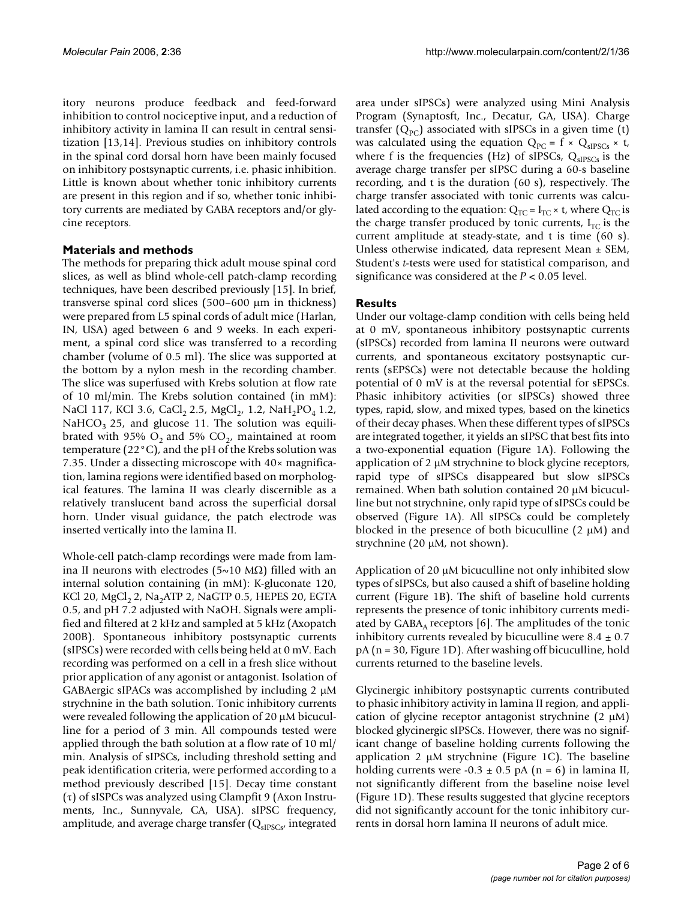itory neurons produce feedback and feed-forward inhibition to control nociceptive input, and a reduction of inhibitory activity in lamina II can result in central sensitization [13,14]. Previous studies on inhibitory controls in the spinal cord dorsal horn have been mainly focused on inhibitory postsynaptic currents, i.e. phasic inhibition. Little is known about whether tonic inhibitory currents are present in this region and if so, whether tonic inhibitory currents are mediated by GABA receptors and/or glycine receptors.

## Materials and methods

The methods for preparing thick adult mouse spinal cord slices, as well as blind whole-cell patch-clamp recording techniques, have been described previously [15]. In brief, transverse spinal cord slices (500–600 μm in thickness) were prepared from L5 spinal cords of adult mice (Harlan, IN, USA) aged between 6 and 9 weeks. In each experiment, a spinal cord slice was transferred to a recording chamber (volume of 0.5 ml). The slice was supported at the bottom by a nylon mesh in the recording chamber. The slice was superfused with Krebs solution at flow rate of 10 ml/min. The Krebs solution contained (in mM): NaCl 117, KCl 3.6, $CaCl_2$ 2.5, $MgCl_2$, 1.2, $NaH_2PO_4$ 1.2, $NaHCO_3$ 25, and glucose 11. The solution was equilibrated with 95% $O_2$ and 5% $CO_2$, maintained at room temperature (22°C), and the pH of the Krebs solution was 7.35. Under a dissecting microscope with 40× magnification, lamina regions were identified based on morphological features. The lamina II was clearly discernible as a relatively translucent band across the superficial dorsal horn. Under visual guidance, the patch electrode was inserted vertically into the lamina II.

Whole-cell patch-clamp recordings were made from lamina II neurons with electrodes (5~10 MΩ) filled with an internal solution containing (in mM): K-gluconate 120, KCl 20, $MgCl_2$ 2, $Na_2ATP$ 2, NaGTP 0.5, HEPES 20, EGTA 0.5, and pH 7.2 adjusted with NaOH. Signals were amplified and filtered at 2 kHz and sampled at 5 kHz (Axopatch 200B). Spontaneous inhibitory postsynaptic currents (sIPSCs) were recorded with cells being held at 0 mV. Each recording was performed on a cell in a fresh slice without prior application of any agonist or antagonist. Isolation of GABAergic sIPACs was accomplished by including 2 μM strychnine in the bath solution. Tonic inhibitory currents were revealed following the application of 20 μM bicuculline for a period of 3 min. All compounds tested were applied through the bath solution at a flow rate of 10 ml/min. Analysis of sIPSCs, including threshold setting and peak identification criteria, were performed according to a method previously described [15]. Decay time constant (τ) of sISPCs was analyzed using Clampfit 9 (Axon Instruments, Inc., Sunnyvale, CA, USA). sIPSC frequency, amplitude, and average charge transfer ($Q_{sIPSCs}$, integrated area under sIPSCs) were analyzed using Mini Analysis Program (Synaptosft, Inc., Decatur, GA, USA). Charge transfer ($Q_{PC}$) associated with sIPSCs in a given time (t) was calculated using the equation $Q_{PC} = f \times Q_{sIPSCs} \times t$, where f is the frequencies (Hz) of sIPSCs, $Q_{sIPSCs}$ is the average charge transfer per sIPSC during a 60-s baseline recording, and t is the duration (60 s), respectively. The charge transfer associated with tonic currents was calculated according to the equation: $Q_{TC} = I_{TC} \times t$, where $Q_{TC}$ is the charge transfer produced by tonic currents, $I_{TC}$ is the current amplitude at steady-state, and t is time (60 s). Unless otherwise indicated, data represent Mean ± SEM, Student's *t*-tests were used for statistical comparison, and significance was considered at the $P < 0.05$ level.

## Results

Under our voltage-clamp condition with cells being held at 0 mV, spontaneous inhibitory postsynaptic currents (sIPSCs) recorded from lamina II neurons were outward currents, and spontaneous excitatory postsynaptic currents (sEPSCs) were not detectable because the holding potential of 0 mV is at the reversal potential for sEPSCs. Phasic inhibitory activities (or sIPSCs) showed three types, rapid, slow, and mixed types, based on the kinetics of their decay phases. When these different types of sIPSCs are integrated together, it yields an sIPSC that best fits into a two-exponential equation (Figure 1A). Following the application of 2 μM strychnine to block glycine receptors, rapid type of sIPSCs disappeared but slow sIPSCs remained. When bath solution contained 20 μM bicuculline but not strychnine, only rapid type of sIPSCs could be observed (Figure 1A). All sIPSCs could be completely blocked in the presence of both bicuculline (2 μM) and strychnine (20 μM, not shown).

Application of 20 μM bicuculline not only inhibited slow types of sIPSCs, but also caused a shift of baseline holding current (Figure 1B). The shift of baseline hold currents represents the presence of tonic inhibitory currents mediated by $GABA_A$ receptors [6]. The amplitudes of the tonic inhibitory currents revealed by bicuculline were 8.4 ± 0.7 pA (n = 30, Figure 1D). After washing off bicuculline, hold currents returned to the baseline levels.

Glycinergic inhibitory postsynaptic currents contributed to phasic inhibitory activity in lamina II region, and application of glycine receptor antagonist strychnine (2 μM) blocked glycinergic sIPSCs. However, there was no significant change of baseline holding currents following the application 2 μM strychnine (Figure 1C). The baseline holding currents were -0.3 ± 0.5 pA (n = 6) in lamina II, not significantly different from the baseline noise level (Figure 1D). These results suggested that glycine receptors did not significantly account for the tonic inhibitory currents in dorsal horn lamina II neurons of adult mice.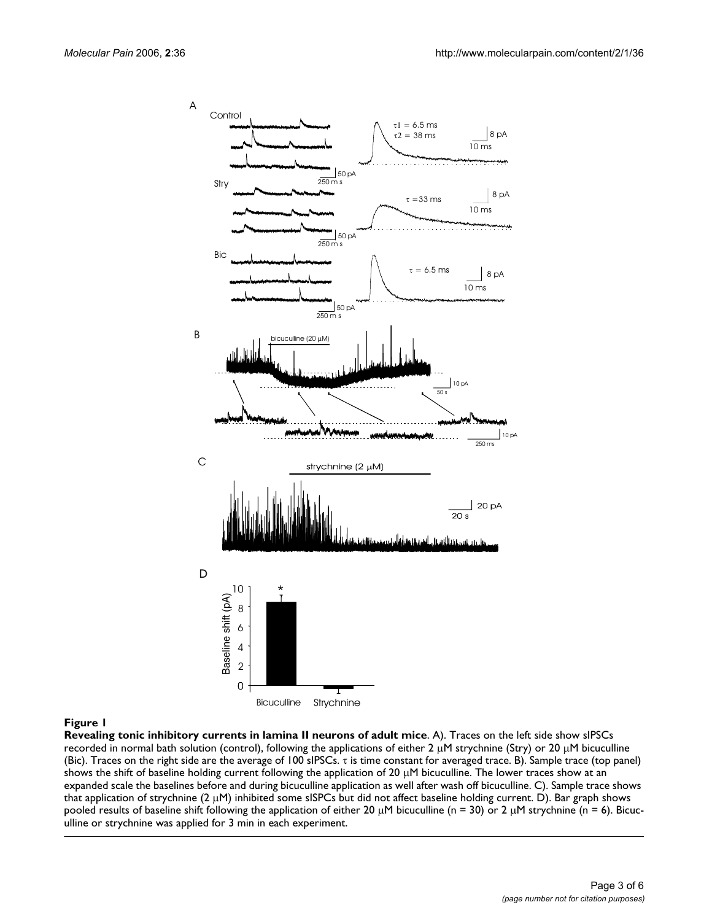**Figure 1**

**Revealing tonic inhibitory currents in lamina II neurons of adult mice**. A). Traces on the left side show sIPSCs recorded in normal bath solution (control), following the applications of either 2 μM strychnine (Stry) or 20 μM bicuculline (Bic). Traces on the right side are the average of 100 sIPSCs. τ is time constant for averaged trace. B). Sample trace (top panel) shows the shift of baseline holding current following the application of 20 μM bicuculline. The lower traces show at an expanded scale the baselines before and during bicuculline application as well after wash off bicuculline. C). Sample trace shows that application of strychnine (2 μM) inhibited some sISPCs but did not affect baseline holding current. D). Bar graph shows pooled results of baseline shift following the application of either 20 μM bicuculline (n = 30) or 2 μM strychnine (n = 6). Bicuculline or strychnine was applied for 3 min in each experiment.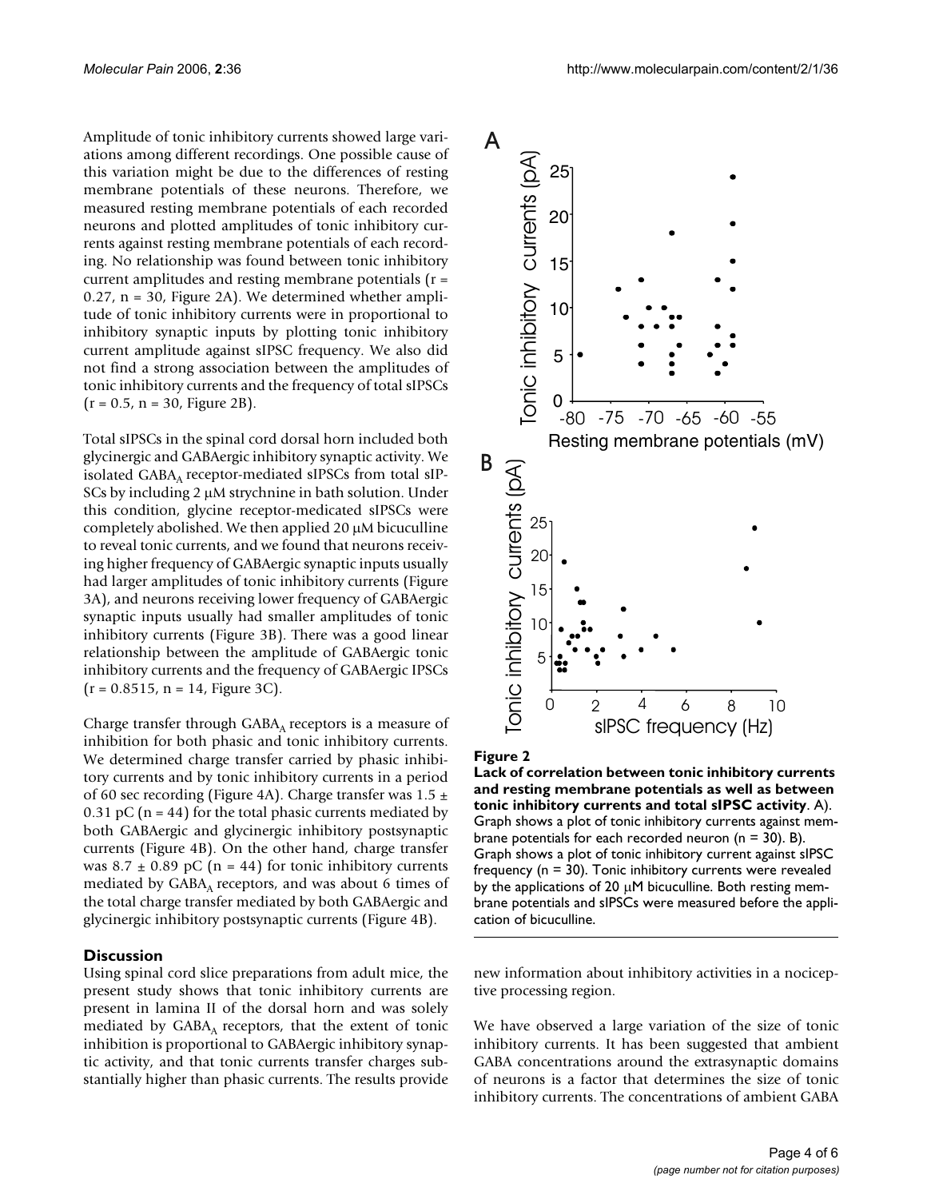Amplitude of tonic inhibitory currents showed large variations among different recordings. One possible cause of this variation might be due to the differences of resting membrane potentials of these neurons. Therefore, we measured resting membrane potentials of each recorded neurons and plotted amplitudes of tonic inhibitory currents against resting membrane potentials of each recording. No relationship was found between tonic inhibitory current amplitudes and resting membrane potentials ($r = 0.27$, $n = 30$, Figure 2A). We determined whether amplitude of tonic inhibitory currents were in proportional to inhibitory synaptic inputs by plotting tonic inhibitory current amplitude against sIPSC frequency. We also did not find a strong association between the amplitudes of tonic inhibitory currents and the frequency of total sIPSCs ($r = 0.5$, $n = 30$, Figure 2B).

Total sIPSCs in the spinal cord dorsal horn included both glycinergic and GABAergic inhibitory synaptic activity. We isolated $GABA_A$ receptor-mediated sIPSCs from total sIPSCs by including 2 μM strychnine in bath solution. Under this condition, glycine receptor-medicated sIPSCs were completely abolished. We then applied 20 μM bicuculline to reveal tonic currents, and we found that neurons receiving higher frequency of GABAergic synaptic inputs usually had larger amplitudes of tonic inhibitory currents (Figure 3A), and neurons receiving lower frequency of GABAergic synaptic inputs usually had smaller amplitudes of tonic inhibitory currents (Figure 3B). There was a good linear relationship between the amplitude of GABAergic tonic inhibitory currents and the frequency of GABAergic IPSCs ($r = 0.8515$, $n = 14$, Figure 3C).

Charge transfer through $GABA_A$ receptors is a measure of inhibition for both phasic and tonic inhibitory currents. We determined charge transfer carried by phasic inhibitory currents and by tonic inhibitory currents in a period of 60 sec recording (Figure 4A). Charge transfer was $1.5 \pm 0.31$ pC ($n = 44$) for the total phasic currents mediated by both GABAergic and glycinergic inhibitory postsynaptic currents (Figure 4B). On the other hand, charge transfer was $8.7 \pm 0.89$ pC ($n = 44$) for tonic inhibitory currents mediated by $GABA_A$ receptors, and was about 6 times of the total charge transfer mediated by both GABAergic and glycinergic inhibitory postsynaptic currents (Figure 4B).

**Figure 2**

**Lack of correlation between tonic inhibitory currents and resting membrane potentials as well as between tonic inhibitory currents and total sIPSC activity**. A). Graph shows a plot of tonic inhibitory currents against membrane potentials for each recorded neuron ($n = 30$). B). Graph shows a plot of tonic inhibitory current against sIPSC frequency ($n = 30$). Tonic inhibitory currents were revealed by the applications of 20 μM bicuculline. Both resting membrane potentials and sIPSCs were measured before the application of bicuculline.

## Discussion

Using spinal cord slice preparations from adult mice, the present study shows that tonic inhibitory currents are present in lamina II of the dorsal horn and was solely mediated by $GABA_A$ receptors, that the extent of tonic inhibition is proportional to GABAergic inhibitory synaptic activity, and that tonic currents transfer charges substantially higher than phasic currents. The results provide new information about inhibitory activities in a nociceptive processing region.

We have observed a large variation of the size of tonic inhibitory currents. It has been suggested that ambient GABA concentrations around the extrasynaptic domains of neurons is a factor that determines the size of tonic inhibitory currents. The concentrations of ambient GABA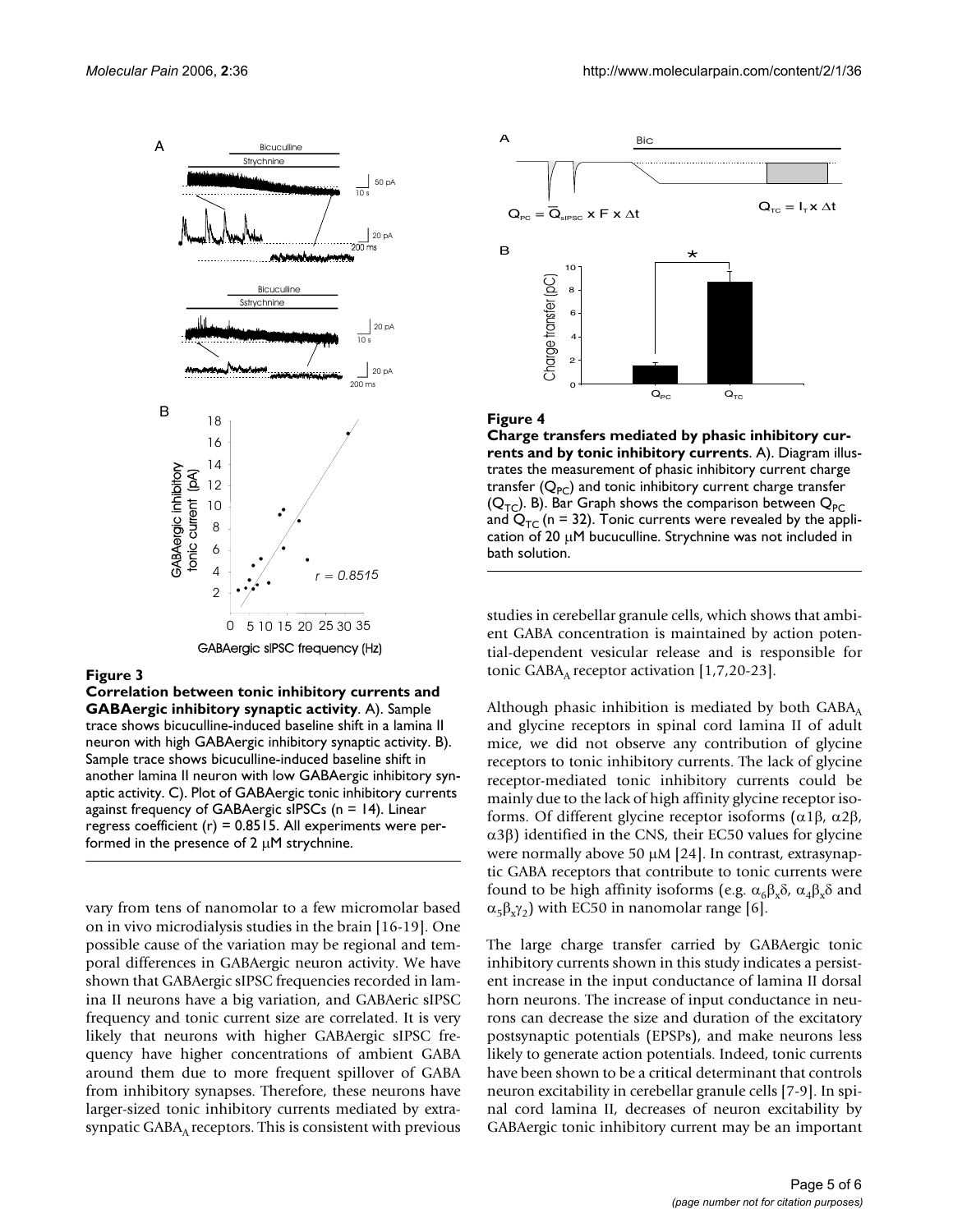**Figure 3**

**Correlation between tonic inhibitory currents and GABAergic inhibitory synaptic activity**. A). Sample trace shows bicuculline-induced baseline shift in a lamina II neuron with high GABAergic inhibitory synaptic activity. B). Sample trace shows bicuculline-induced baseline shift in another lamina II neuron with low GABAergic inhibitory synaptic activity. C). Plot of GABAergic tonic inhibitory currents against frequency of GABAergic sIPSCs (n = 14). Linear regress coefficient (r) = 0.8515. All experiments were performed in the presence of 2 μM strychnine.

**Figure 4**

**Charge transfers mediated by phasic inhibitory currents and by tonic inhibitory currents**. A). Diagram illustrates the measurement of phasic inhibitory current charge transfer ($Q_{PC}$) and tonic inhibitory current charge transfer ($Q_{TC}$). B). Bar Graph shows the comparison between $Q_{PC}$ and $Q_{TC}$ (n = 32). Tonic currents were revealed by the application of 20 μM bucuculline. Strychnine was not included in bath solution.

vary from tens of nanomolar to a few micromolar based on in vivo microdialysis studies in the brain [16-19]. One possible cause of the variation may be regional and temporal differences in GABAergic neuron activity. We have shown that GABAergic sIPSC frequencies recorded in lamina II neurons have a big variation, and GABAeric sIPSC frequency and tonic current size are correlated. It is very likely that neurons with higher GABAergic sIPSC frequency have higher concentrations of ambient GABA around them due to more frequent spillover of GABA from inhibitory synapses. Therefore, these neurons have larger-sized tonic inhibitory currents mediated by extrasynpatic $GABA_A$ receptors. This is consistent with previous studies in cerebellar granule cells, which shows that ambient GABA concentration is maintained by action potential-dependent vesicular release and is responsible for tonic $GABA_A$ receptor activation [1,7,20-23].

Although phasic inhibition is mediated by both $GABA_A$ and glycine receptors in spinal cord lamina II of adult mice, we did not observe any contribution of glycine receptors to tonic inhibitory currents. The lack of glycine receptor-mediated tonic inhibitory currents could be mainly due to the lack of high affinity glycine receptor isoforms. Of different glycine receptor isoforms ($\alpha 1\beta$, $\alpha 2\beta$, $\alpha 3\beta$) identified in the CNS, their EC50 values for glycine were normally above 50 μM [24]. In contrast, extrasynaptic GABA receptors that contribute to tonic currents were found to be high affinity isoforms (e.g. $\alpha_6\beta_x\delta$, $\alpha_4\beta_x\delta$ and $\alpha_5\beta_x\gamma_2$) with EC50 in nanomolar range [6].

The large charge transfer carried by GABAergic tonic inhibitory currents shown in this study indicates a persistent increase in the input conductance of lamina II dorsal horn neurons. The increase of input conductance in neurons can decrease the size and duration of the excitatory postsynaptic potentials (EPSPs), and make neurons less likely to generate action potentials. Indeed, tonic currents have been shown to be a critical determinant that controls neuron excitability in cerebellar granule cells [7-9]. In spinal cord lamina II, decreases of neuron excitability by GABAergic tonic inhibitory current may be an important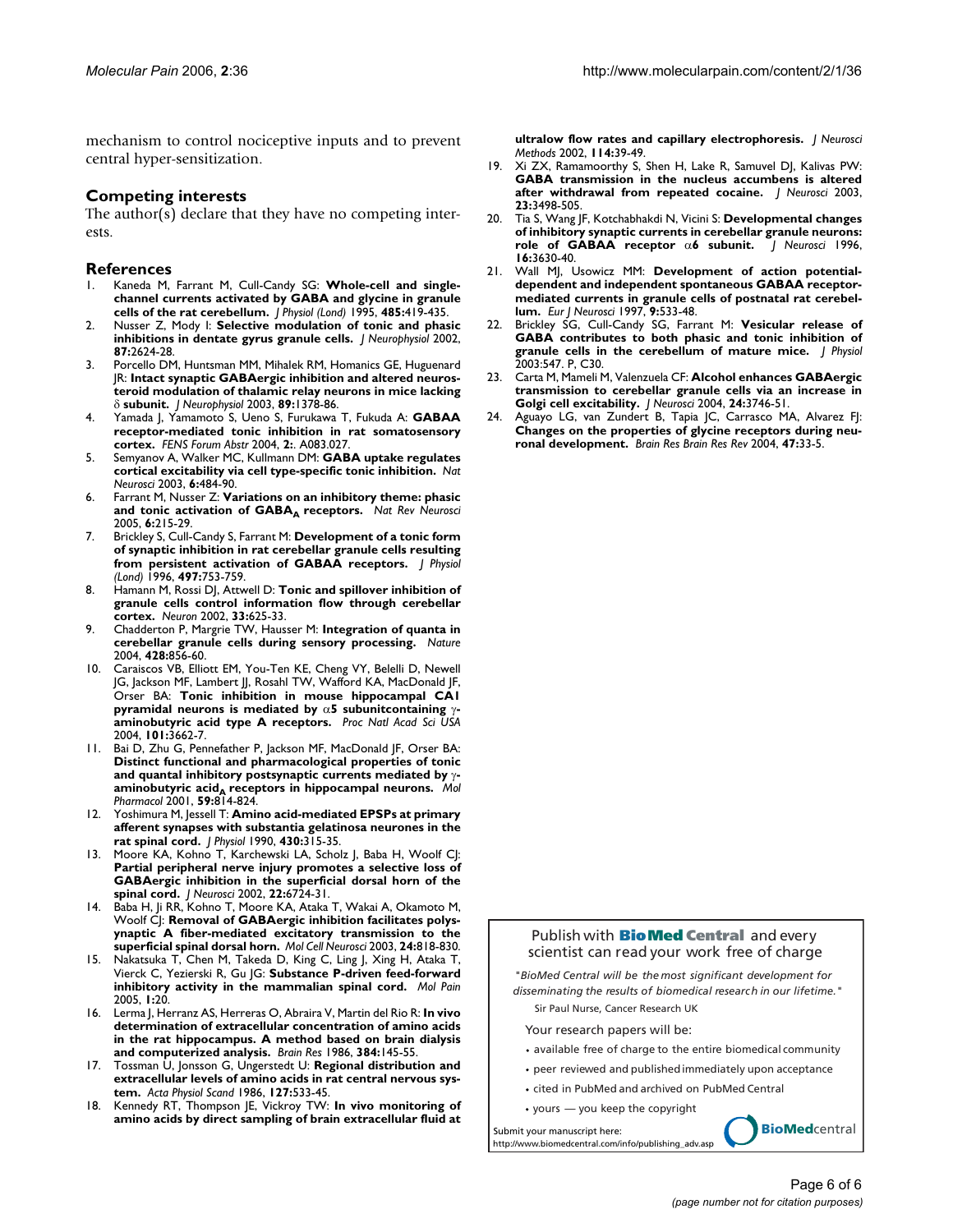mechanism to control nociceptive inputs and to prevent central hyper-sensitization.

## Competing interests

The author(s) declare that they have no competing interests.

## References

1. Kaneda M, Farrant M, Cull-Candy SG: **Whole-cell and single-channel currents activated by GABA and glycine in granule cells of the rat cerebellum.** *J Physiol (Lond)* 1995, **485:**419-435.
2. Nusser Z, Mody I: **Selective modulation of tonic and phasic inhibitions in dentate gyrus granule cells.** *J Neurophysiol* 2002, **87:**2624-28.
3. Porcello DM, Huntsman MM, Mihalek RM, Homanics GE, Huguenard JR: **Intact synaptic GABAergic inhibition and altered neurosteroid modulation of thalamic relay neurons in mice lacking δ subunit.** *J Neurophysiol* 2003, **89:**1378-86.
4. Yamada J, Yamamoto S, Ueno S, Furukawa T, Fukuda A: **GABAA receptor-mediated tonic inhibition in rat somatosensory cortex.** *FENS Forum Abstr* 2004, **2:**. A083.027.
5. Semyanov A, Walker MC, Kullmann DM: **GABA uptake regulates cortical excitability via cell type-specific tonic inhibition.** *Nat Neurosci* 2003, **6:**484-90.
6. Farrant M, Nusser Z: **Variations on an inhibitory theme: phasic and tonic activation of $GABA_A$ receptors.** *Nat Rev Neurosci* 2005, **6:**215-29.
7. Brickley S, Cull-Candy S, Farrant M: **Development of a tonic form of synaptic inhibition in rat cerebellar granule cells resulting from persistent activation of GABAA receptors.** *J Physiol (Lond)* 1996, **497:**753-759.
8. Hamann M, Rossi DJ, Attwell D: **Tonic and spillover inhibition of granule cells control information flow through cerebellar cortex.** *Neuron* 2002, **33:**625-33.
9. Chadderton P, Margrie TW, Hausser M: **Integration of quanta in cerebellar granule cells during sensory processing.** *Nature* 2004, **428:**856-60.
10. Caraiscos VB, Elliott EM, You-Ten KE, Cheng VY, Belelli D, Newell JG, Jackson MF, Lambert JJ, Rosahl TW, Wafford KA, MacDonald JF, Orser BA: **Tonic inhibition in mouse hippocampal CA1 pyramidal neurons is mediated by α5 subunitcontaining γ-aminobutyric acid type A receptors.** *Proc Natl Acad Sci USA* 2004, **101:**3662-7.
11. Bai D, Zhu G, Pennefather P, Jackson MF, MacDonald JF, Orser BA: **Distinct functional and pharmacological properties of tonic and quantal inhibitory postsynaptic currents mediated by γ-aminobutyric $acid_A$ receptors in hippocampal neurons.** *Mol Pharmacol* 2001, **59:**814-824.
12. Yoshimura M, Jessell T: **Amino acid-mediated EPSPs at primary afferent synapses with substantia gelatinosa neurones in the rat spinal cord.** *J Physiol* 1990, **430:**315-35.
13. Moore KA, Kohno T, Karchewski LA, Scholz J, Baba H, Woolf CJ: **Partial peripheral nerve injury promotes a selective loss of GABAergic inhibition in the superficial dorsal horn of the spinal cord.** *J Neurosci* 2002, **22:**6724-31.
14. Baba H, Ji RR, Kohno T, Moore KA, Ataka T, Wakai A, Okamoto M, Woolf CJ: **Removal of GABAergic inhibition facilitates polysynaptic A fiber-mediated excitatory transmission to the superficial spinal dorsal horn.** *Mol Cell Neurosci* 2003, **24:**818-830.
15. Nakatsuka T, Chen M, Takeda D, King C, Ling J, Xing H, Ataka T, Vierck C, Yezierski R, Gu JG: **Substance P-driven feed-forward inhibitory activity in the mammalian spinal cord.** *Mol Pain* 2005, **1:**20.
16. Lerma J, Herranz AS, Herreras O, Abraira V, Martin del Rio R: **In vivo determination of extracellular concentration of amino acids in the rat hippocampus. A method based on brain dialysis and computerized analysis.** *Brain Res* 1986, **384:**145-55.
17. Tossman U, Jonsson G, Ungerstedt U: **Regional distribution and extracellular levels of amino acids in rat central nervous system.** *Acta Physiol Scand* 1986, **127:**533-45.
18. Kennedy RT, Thompson JE, Vickroy TW: **In vivo monitoring of amino acids by direct sampling of brain extracellular fluid at ultralow flow rates and capillary electrophoresis.** *J Neurosci Methods* 2002, **114:**39-49.
19. Xi ZX, Ramamoorthy S, Shen H, Lake R, Samuvel DJ, Kalivas PW: **GABA transmission in the nucleus accumbens is altered after withdrawal from repeated cocaine.** *J Neurosci* 2003, **23:**3498-505.
20. Tia S, Wang JF, Kotchabhakdi N, Vicini S: **Developmental changes of inhibitory synaptic currents in cerebellar granule neurons: role of GABAA receptor α6 subunit.** *J Neurosci* 1996, **16:**3630-40.
21. Wall MJ, Usowicz MM: **Development of action potential-dependent and independent spontaneous GABAA receptor-mediated currents in granule cells of postnatal rat cerebellum.** *Eur J Neurosci* 1997, **9:**533-48.
22. Brickley SG, Cull-Candy SG, Farrant M: **Vesicular release of GABA contributes to both phasic and tonic inhibition of granule cells in the cerebellum of mature mice.** *J Physiol* 2003:547. P, C30.
23. Carta M, Mameli M, Valenzuela CF: **Alcohol enhances GABAergic transmission to cerebellar granule cells via an increase in Golgi cell excitability.** *J Neurosci* 2004, **24:**3746-51.
24. Aguayo LG, van Zundert B, Tapia JC, Carrasco MA, Alvarez FJ: **Changes on the properties of glycine receptors during neuronal development.** *Brain Res Brain Res Rev* 2004, **47:**33-5.

Publish with **BioMed Central** and every scientist can read your work free of charge

*"BioMed Central will be the most significant development for disseminating the results of biomedical research in our lifetime."*
Sir Paul Nurse, Cancer Research UK

Your research papers will be:

- available free of charge to the entire biomedical community
- peer reviewed and published immediately upon acceptance
- cited in PubMed and archived on PubMed Central
- yours — you keep the copyright

Submit your manuscript here:
http://www.biomedcentral.com/info/publishing_adv.asp

BioMedcentral